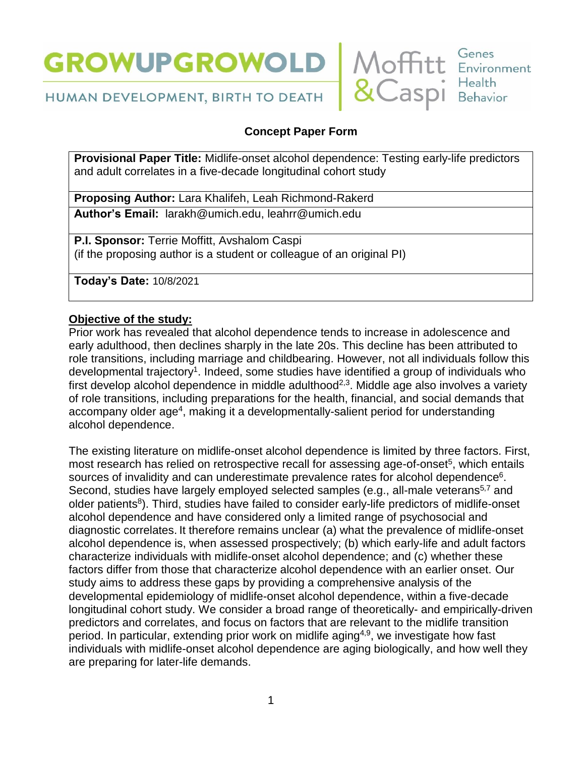GROWUPGROWOLD

HUMAN DEVELOPMENT, BIRTH TO DEATH

Moffitt & Caspi — Genes Environment Health Behavior

## Concept Paper Form

| **Provisional Paper Title:** Midlife-onset alcohol dependence: Testing early-life predictors and adult correlates in a five-decade longitudinal cohort study |
|---|
| **Proposing Author:** Lara Khalifeh, Leah Richmond-Rakerd |
| **Author's Email:** larakh@umich.edu, leahrr@umich.edu |
| **P.I. Sponsor:** Terrie Moffitt, Avshalom Caspi (if the proposing author is a student or colleague of an original PI) |
| **Today's Date:** 10/8/2021 |

**Objective of the study:**

Prior work has revealed that alcohol dependence tends to increase in adolescence and early adulthood, then declines sharply in the late 20s. This decline has been attributed to role transitions, including marriage and childbearing. However, not all individuals follow this developmental trajectory[1]. Indeed, some studies have identified a group of individuals who first develop alcohol dependence in middle adulthood[2,3]. Middle age also involves a variety of role transitions, including preparations for the health, financial, and social demands that accompany older age[4], making it a developmentally-salient period for understanding alcohol dependence.

The existing literature on midlife-onset alcohol dependence is limited by three factors. First, most research has relied on retrospective recall for assessing age-of-onset[5], which entails sources of invalidity and can underestimate prevalence rates for alcohol dependence[6]. Second, studies have largely employed selected samples (e.g., all-male veterans[5,7] and older patients[8]). Third, studies have failed to consider early-life predictors of midlife-onset alcohol dependence and have considered only a limited range of psychosocial and diagnostic correlates. It therefore remains unclear (a) what the prevalence of midlife-onset alcohol dependence is, when assessed prospectively; (b) which early-life and adult factors characterize individuals with midlife-onset alcohol dependence; and (c) whether these factors differ from those that characterize alcohol dependence with an earlier onset. Our study aims to address these gaps by providing a comprehensive analysis of the developmental epidemiology of midlife-onset alcohol dependence, within a five-decade longitudinal cohort study. We consider a broad range of theoretically- and empirically-driven predictors and correlates, and focus on factors that are relevant to the midlife transition period. In particular, extending prior work on midlife aging[4,9], we investigate how fast individuals with midlife-onset alcohol dependence are aging biologically, and how well they are preparing for later-life demands.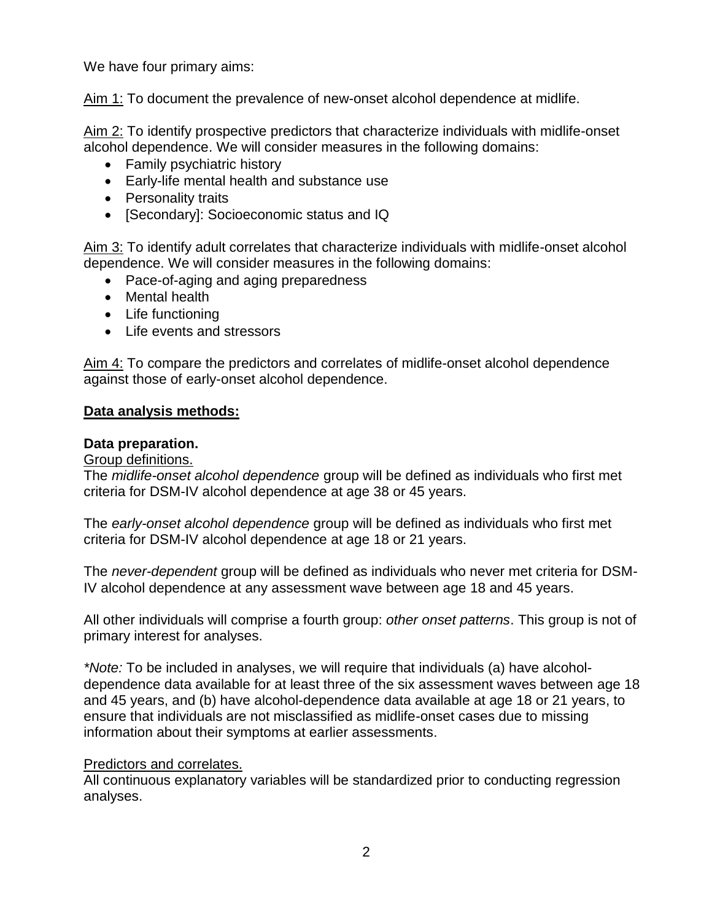We have four primary aims:

<u>Aim 1:</u> To document the prevalence of new-onset alcohol dependence at midlife.

<u>Aim 2:</u> To identify prospective predictors that characterize individuals with midlife-onset alcohol dependence. We will consider measures in the following domains:

- Family psychiatric history
- Early-life mental health and substance use
- Personality traits
- [Secondary]: Socioeconomic status and IQ

<u>Aim 3:</u> To identify adult correlates that characterize individuals with midlife-onset alcohol dependence. We will consider measures in the following domains:

- Pace-of-aging and aging preparedness
- Mental health
- Life functioning
- Life events and stressors

<u>Aim 4:</u> To compare the predictors and correlates of midlife-onset alcohol dependence against those of early-onset alcohol dependence.

## <u>Data analysis methods:</u>

### Data preparation.

<u>Group definitions.</u>

The *midlife-onset alcohol dependence* group will be defined as individuals who first met criteria for DSM-IV alcohol dependence at age 38 or 45 years.

The *early-onset alcohol dependence* group will be defined as individuals who first met criteria for DSM-IV alcohol dependence at age 18 or 21 years.

The *never-dependent* group will be defined as individuals who never met criteria for DSM-IV alcohol dependence at any assessment wave between age 18 and 45 years.

All other individuals will comprise a fourth group: *other onset patterns*. This group is not of primary interest for analyses.

*\*Note:* To be included in analyses, we will require that individuals (a) have alcohol-dependence data available for at least three of the six assessment waves between age 18 and 45 years, and (b) have alcohol-dependence data available at age 18 or 21 years, to ensure that individuals are not misclassified as midlife-onset cases due to missing information about their symptoms at earlier assessments.

<u>Predictors and correlates.</u>

All continuous explanatory variables will be standardized prior to conducting regression analyses.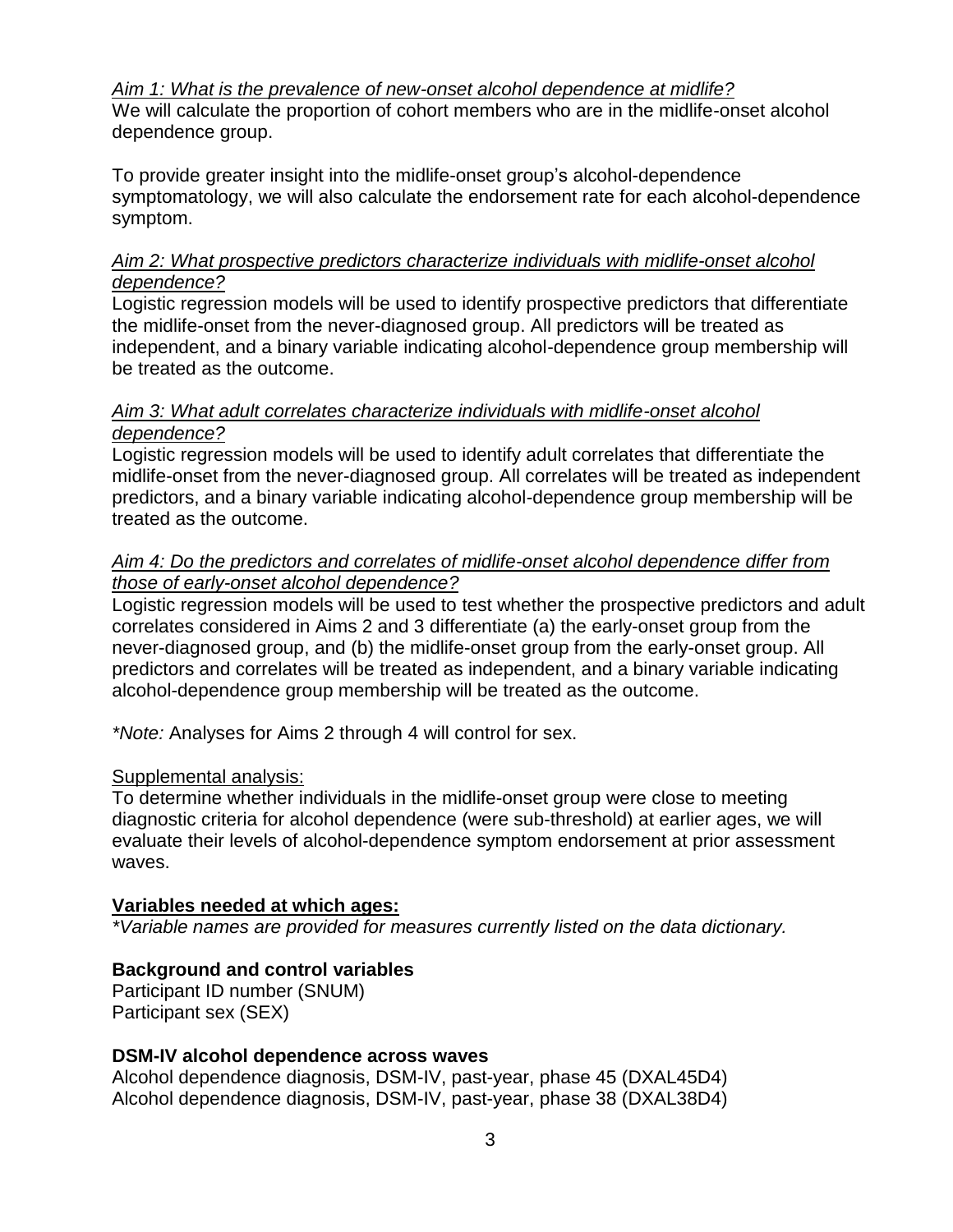*<u>Aim 1: What is the prevalence of new-onset alcohol dependence at midlife?</u>*
We will calculate the proportion of cohort members who are in the midlife-onset alcohol dependence group.

To provide greater insight into the midlife-onset group's alcohol-dependence symptomatology, we will also calculate the endorsement rate for each alcohol-dependence symptom.

*<u>Aim 2: What prospective predictors characterize individuals with midlife-onset alcohol dependence?</u>*
Logistic regression models will be used to identify prospective predictors that differentiate the midlife-onset from the never-diagnosed group. All predictors will be treated as independent, and a binary variable indicating alcohol-dependence group membership will be treated as the outcome.

*<u>Aim 3: What adult correlates characterize individuals with midlife-onset alcohol dependence?</u>*
Logistic regression models will be used to identify adult correlates that differentiate the midlife-onset from the never-diagnosed group. All correlates will be treated as independent predictors, and a binary variable indicating alcohol-dependence group membership will be treated as the outcome.

*<u>Aim 4: Do the predictors and correlates of midlife-onset alcohol dependence differ from those of early-onset alcohol dependence?</u>*
Logistic regression models will be used to test whether the prospective predictors and adult correlates considered in Aims 2 and 3 differentiate (a) the early-onset group from the never-diagnosed group, and (b) the midlife-onset group from the early-onset group. All predictors and correlates will be treated as independent, and a binary variable indicating alcohol-dependence group membership will be treated as the outcome.

**Note:* Analyses for Aims 2 through 4 will control for sex.

<u>Supplemental analysis:</u>
To determine whether individuals in the midlife-onset group were close to meeting diagnostic criteria for alcohol dependence (were sub-threshold) at earlier ages, we will evaluate their levels of alcohol-dependence symptom endorsement at prior assessment waves.

**<u>Variables needed at which ages:</u>**
**Variable names are provided for measures currently listed on the data dictionary.*

**Background and control variables**
Participant ID number (SNUM)
Participant sex (SEX)

**DSM-IV alcohol dependence across waves**
Alcohol dependence diagnosis, DSM-IV, past-year, phase 45 (DXAL45D4)
Alcohol dependence diagnosis, DSM-IV, past-year, phase 38 (DXAL38D4)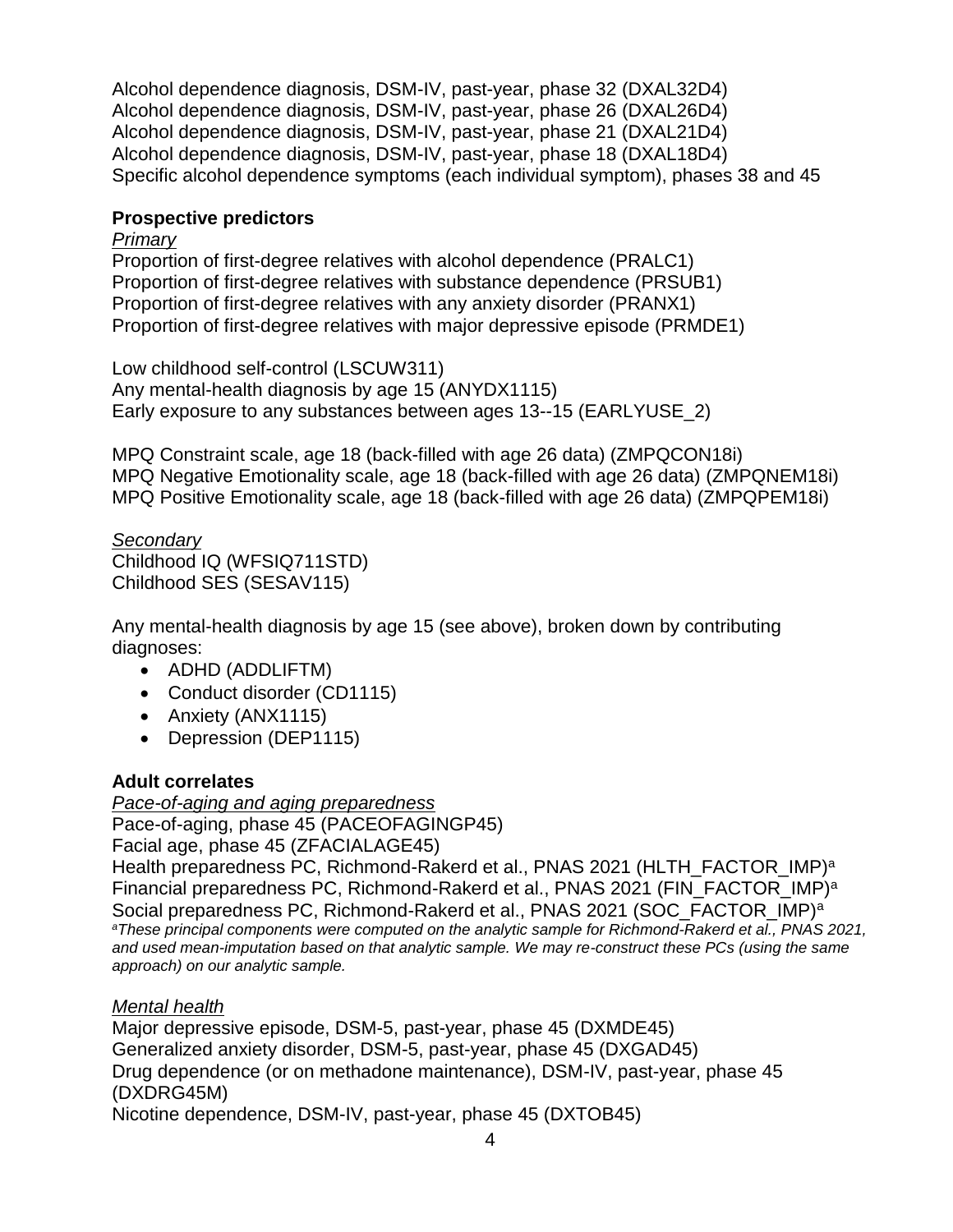Alcohol dependence diagnosis, DSM-IV, past-year, phase 32 (DXAL32D4)
Alcohol dependence diagnosis, DSM-IV, past-year, phase 26 (DXAL26D4)
Alcohol dependence diagnosis, DSM-IV, past-year, phase 21 (DXAL21D4)
Alcohol dependence diagnosis, DSM-IV, past-year, phase 18 (DXAL18D4)
Specific alcohol dependence symptoms (each individual symptom), phases 38 and 45

**Prospective predictors**

*Primary*

Proportion of first-degree relatives with alcohol dependence (PRALC1)
Proportion of first-degree relatives with substance dependence (PRSUB1)
Proportion of first-degree relatives with any anxiety disorder (PRANX1)
Proportion of first-degree relatives with major depressive episode (PRMDE1)

Low childhood self-control (LSCUW311)
Any mental-health diagnosis by age 15 (ANYDX1115)
Early exposure to any substances between ages 13--15 (EARLYUSE_2)

MPQ Constraint scale, age 18 (back-filled with age 26 data) (ZMPQCON18i)
MPQ Negative Emotionality scale, age 18 (back-filled with age 26 data) (ZMPQNEM18i)
MPQ Positive Emotionality scale, age 18 (back-filled with age 26 data) (ZMPQPEM18i)

*Secondary*

Childhood IQ (WFSIQ711STD)
Childhood SES (SESAV115)

Any mental-health diagnosis by age 15 (see above), broken down by contributing diagnoses:

- ADHD (ADDLIFTM)
- Conduct disorder (CD1115)
- Anxiety (ANX1115)
- Depression (DEP1115)

**Adult correlates**

*Pace-of-aging and aging preparedness*

Pace-of-aging, phase 45 (PACEOFAGINGP45)
Facial age, phase 45 (ZFACIALAGE45)
Health preparedness PC, Richmond-Rakerd et al., PNAS 2021 (HLTH_FACTOR_IMP)[a]
Financial preparedness PC, Richmond-Rakerd et al., PNAS 2021 (FIN_FACTOR_IMP)[a]
Social preparedness PC, Richmond-Rakerd et al., PNAS 2021 (SOC_FACTOR_IMP)[a]

*[a]These principal components were computed on the analytic sample for Richmond-Rakerd et al., PNAS 2021, and used mean-imputation based on that analytic sample. We may re-construct these PCs (using the same approach) on our analytic sample.*

*Mental health*

Major depressive episode, DSM-5, past-year, phase 45 (DXMDE45)
Generalized anxiety disorder, DSM-5, past-year, phase 45 (DXGAD45)
Drug dependence (or on methadone maintenance), DSM-IV, past-year, phase 45 (DXDRG45M)
Nicotine dependence, DSM-IV, past-year, phase 45 (DXTOB45)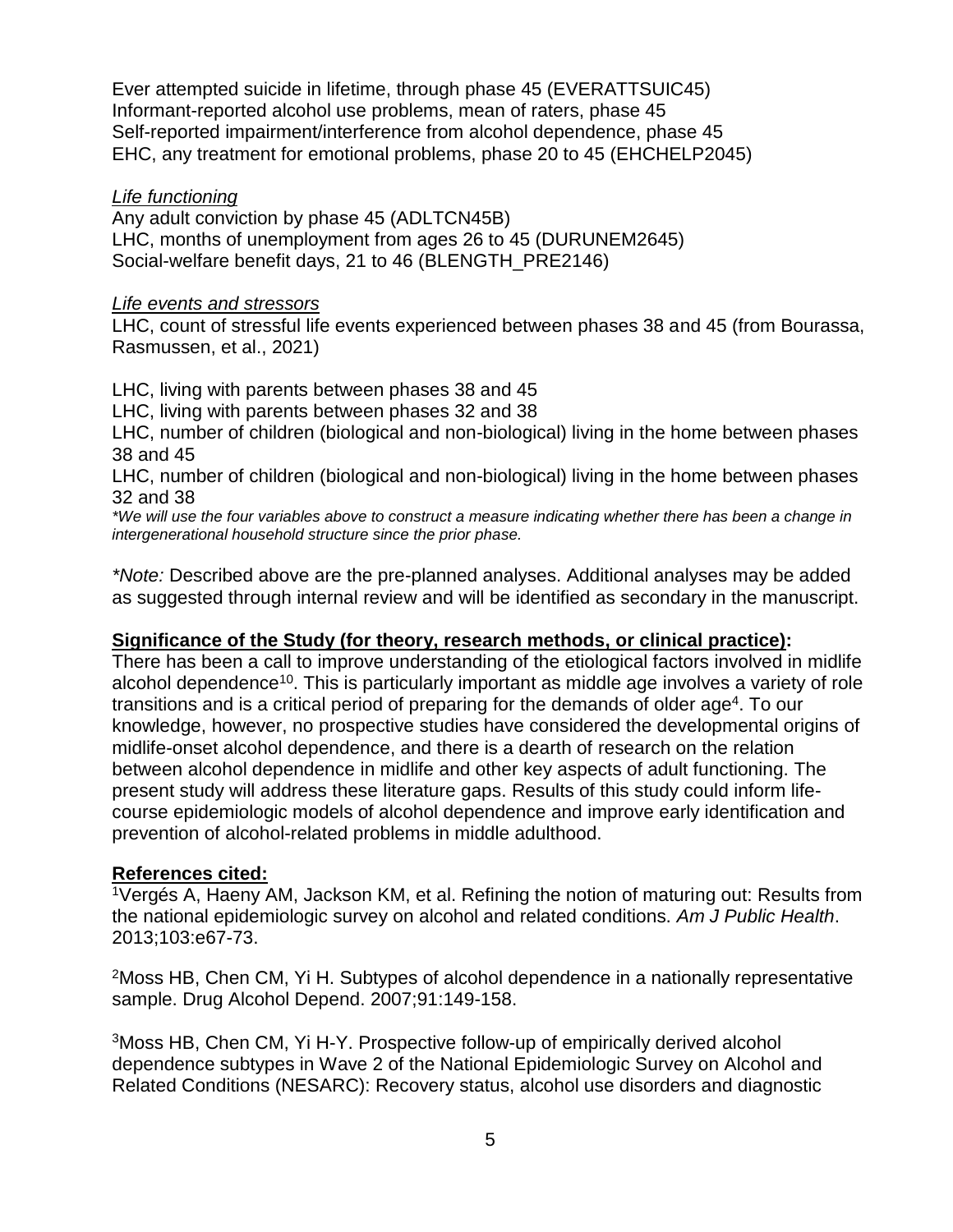Ever attempted suicide in lifetime, through phase 45 (EVERATTSUIC45)
Informant-reported alcohol use problems, mean of raters, phase 45
Self-reported impairment/interference from alcohol dependence, phase 45
EHC, any treatment for emotional problems, phase 20 to 45 (EHCHELP2045)

*Life functioning*

Any adult conviction by phase 45 (ADLTCN45B)
LHC, months of unemployment from ages 26 to 45 (DURUNEM2645)
Social-welfare benefit days, 21 to 46 (BLENGTH_PRE2146)

*Life events and stressors*

LHC, count of stressful life events experienced between phases 38 and 45 (from Bourassa, Rasmussen, et al., 2021)

LHC, living with parents between phases 38 and 45
LHC, living with parents between phases 32 and 38
LHC, number of children (biological and non-biological) living in the home between phases 38 and 45
LHC, number of children (biological and non-biological) living in the home between phases 32 and 38
*\*We will use the four variables above to construct a measure indicating whether there has been a change in intergenerational household structure since the prior phase.*

*\*Note:* Described above are the pre-planned analyses. Additional analyses may be added as suggested through internal review and will be identified as secondary in the manuscript.

**Significance of the Study (for theory, research methods, or clinical practice):**

There has been a call to improve understanding of the etiological factors involved in midlife alcohol dependence[10]. This is particularly important as middle age involves a variety of role transitions and is a critical period of preparing for the demands of older age[4]. To our knowledge, however, no prospective studies have considered the developmental origins of midlife-onset alcohol dependence, and there is a dearth of research on the relation between alcohol dependence in midlife and other key aspects of adult functioning. The present study will address these literature gaps. Results of this study could inform life-course epidemiologic models of alcohol dependence and improve early identification and prevention of alcohol-related problems in middle adulthood.

**References cited:**

[1]Vergés A, Haeny AM, Jackson KM, et al. Refining the notion of maturing out: Results from the national epidemiologic survey on alcohol and related conditions. *Am J Public Health*. 2013;103:e67-73.

[2]Moss HB, Chen CM, Yi H. Subtypes of alcohol dependence in a nationally representative sample. Drug Alcohol Depend. 2007;91:149-158.

[3]Moss HB, Chen CM, Yi H-Y. Prospective follow-up of empirically derived alcohol dependence subtypes in Wave 2 of the National Epidemiologic Survey on Alcohol and Related Conditions (NESARC): Recovery status, alcohol use disorders and diagnostic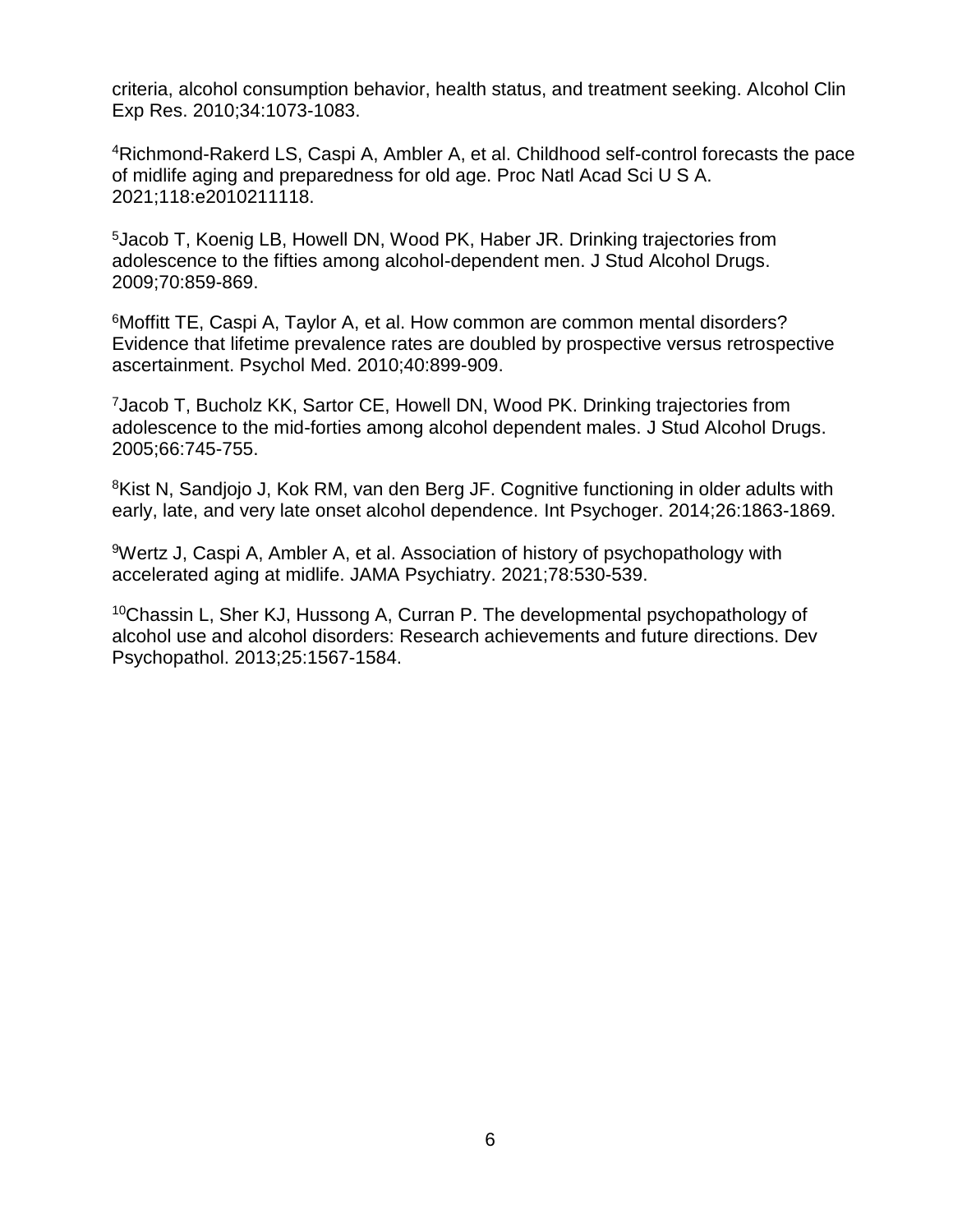criteria, alcohol consumption behavior, health status, and treatment seeking. Alcohol Clin Exp Res. 2010;34:1073-1083.

[4]Richmond-Rakerd LS, Caspi A, Ambler A, et al. Childhood self-control forecasts the pace of midlife aging and preparedness for old age. Proc Natl Acad Sci U S A. 2021;118:e2010211118.

[5]Jacob T, Koenig LB, Howell DN, Wood PK, Haber JR. Drinking trajectories from adolescence to the fifties among alcohol-dependent men. J Stud Alcohol Drugs. 2009;70:859-869.

[6]Moffitt TE, Caspi A, Taylor A, et al. How common are common mental disorders? Evidence that lifetime prevalence rates are doubled by prospective versus retrospective ascertainment. Psychol Med. 2010;40:899-909.

[7]Jacob T, Bucholz KK, Sartor CE, Howell DN, Wood PK. Drinking trajectories from adolescence to the mid-forties among alcohol dependent males. J Stud Alcohol Drugs. 2005;66:745-755.

[8]Kist N, Sandjojo J, Kok RM, van den Berg JF. Cognitive functioning in older adults with early, late, and very late onset alcohol dependence. Int Psychoger. 2014;26:1863-1869.

[9]Wertz J, Caspi A, Ambler A, et al. Association of history of psychopathology with accelerated aging at midlife. JAMA Psychiatry. 2021;78:530-539.

[10]Chassin L, Sher KJ, Hussong A, Curran P. The developmental psychopathology of alcohol use and alcohol disorders: Research achievements and future directions. Dev Psychopathol. 2013;25:1567-1584.